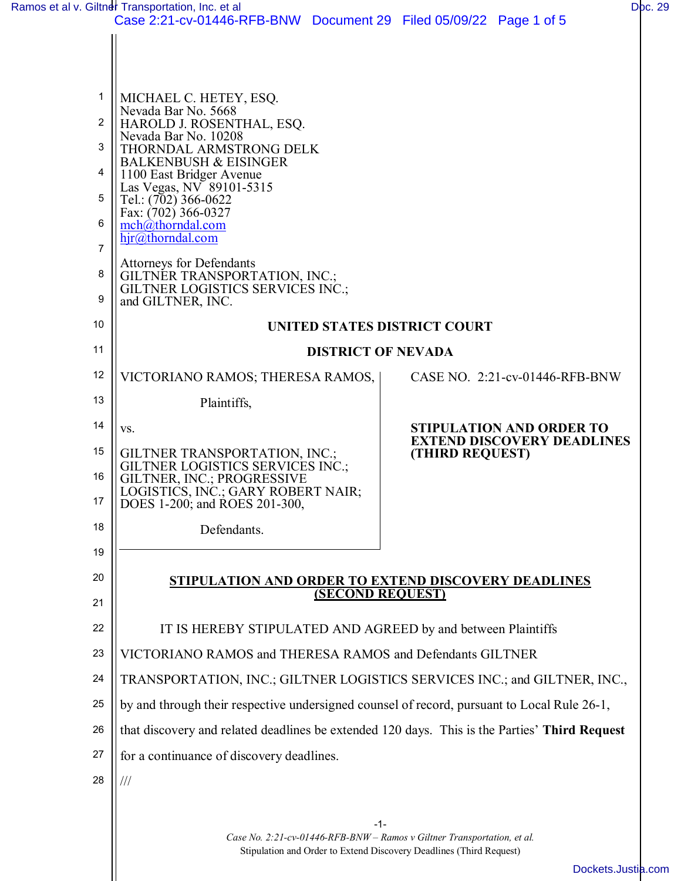MICHAEL C. HETEY, ESQ.
Nevada Bar No. 5668
HAROLD J. ROSENTHAL, ESQ.
Nevada Bar No. 10208
THORNDAL ARMSTRONG DELK
BALKENBUSH & EISINGER
1100 East Bridger Avenue
Las Vegas, NV 89101-5315
Tel.: (702) 366-0622
Fax: (702) 366-0327
mch@thorndal.com
hjr@thorndal.com

Attorneys for Defendants
GILTNER TRANSPORTATION, INC.;
GILTNER LOGISTICS SERVICES INC.;
and GILTNER, INC.

**UNITED STATES DISTRICT COURT**

**DISTRICT OF NEVADA**

| | |
|---|---|
| VICTORIANO RAMOS; THERESA RAMOS,<br><br>Plaintiffs,<br><br>vs.<br><br>GILTNER TRANSPORTATION, INC.; GILTNER LOGISTICS SERVICES INC.; GILTNER, INC.; PROGRESSIVE LOGISTICS, INC.; GARY ROBERT NAIR; DOES 1-200; and ROES 201-300,<br><br>Defendants. | CASE NO. 2:21-cv-01446-RFB-BNW<br><br>**STIPULATION AND ORDER TO EXTEND DISCOVERY DEADLINES (THIRD REQUEST)** |

**STIPULATION AND ORDER TO EXTEND DISCOVERY DEADLINES (SECOND REQUEST)**

IT IS HEREBY STIPULATED AND AGREED by and between Plaintiffs VICTORIANO RAMOS and THERESA RAMOS and Defendants GILTNER TRANSPORTATION, INC.; GILTNER LOGISTICS SERVICES INC.; and GILTNER, INC., by and through their respective undersigned counsel of record, pursuant to Local Rule 26-1, that discovery and related deadlines be extended 120 days. This is the Parties' **Third Request** for a continuance of discovery deadlines.

///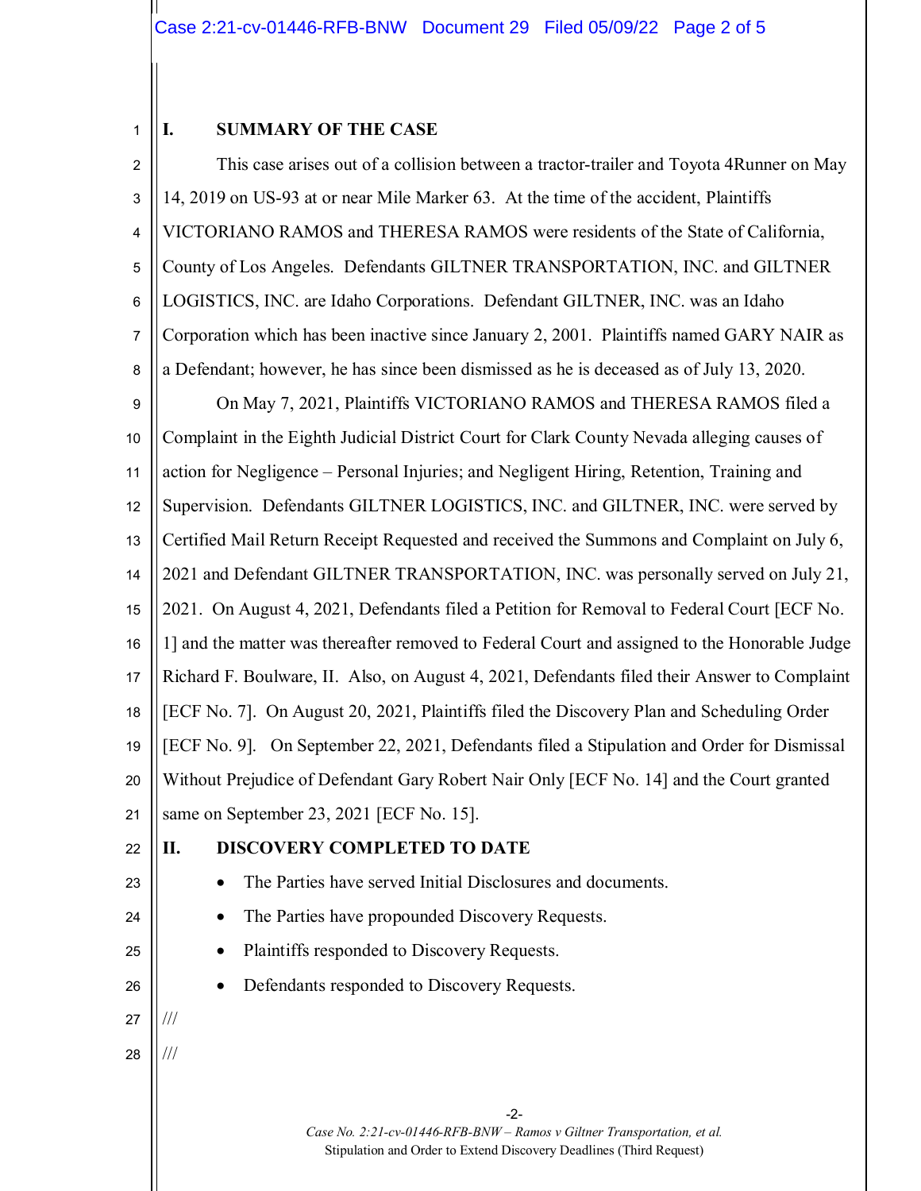## I. SUMMARY OF THE CASE

This case arises out of a collision between a tractor-trailer and Toyota 4Runner on May 14, 2019 on US-93 at or near Mile Marker 63. At the time of the accident, Plaintiffs VICTORIANO RAMOS and THERESA RAMOS were residents of the State of California, County of Los Angeles. Defendants GILTNER TRANSPORTATION, INC. and GILTNER LOGISTICS, INC. are Idaho Corporations. Defendant GILTNER, INC. was an Idaho Corporation which has been inactive since January 2, 2001. Plaintiffs named GARY NAIR as a Defendant; however, he has since been dismissed as he is deceased as of July 13, 2020.

On May 7, 2021, Plaintiffs VICTORIANO RAMOS and THERESA RAMOS filed a Complaint in the Eighth Judicial District Court for Clark County Nevada alleging causes of action for Negligence – Personal Injuries; and Negligent Hiring, Retention, Training and Supervision. Defendants GILTNER LOGISTICS, INC. and GILTNER, INC. were served by Certified Mail Return Receipt Requested and received the Summons and Complaint on July 6, 2021 and Defendant GILTNER TRANSPORTATION, INC. was personally served on July 21, 2021. On August 4, 2021, Defendants filed a Petition for Removal to Federal Court [ECF No. 1] and the matter was thereafter removed to Federal Court and assigned to the Honorable Judge Richard F. Boulware, II. Also, on August 4, 2021, Defendants filed their Answer to Complaint [ECF No. 7]. On August 20, 2021, Plaintiffs filed the Discovery Plan and Scheduling Order [ECF No. 9]. On September 22, 2021, Defendants filed a Stipulation and Order for Dismissal Without Prejudice of Defendant Gary Robert Nair Only [ECF No. 14] and the Court granted same on September 23, 2021 [ECF No. 15].

## II. DISCOVERY COMPLETED TO DATE

- The Parties have served Initial Disclosures and documents.
- The Parties have propounded Discovery Requests.
- Plaintiffs responded to Discovery Requests.
- Defendants responded to Discovery Requests.

///

///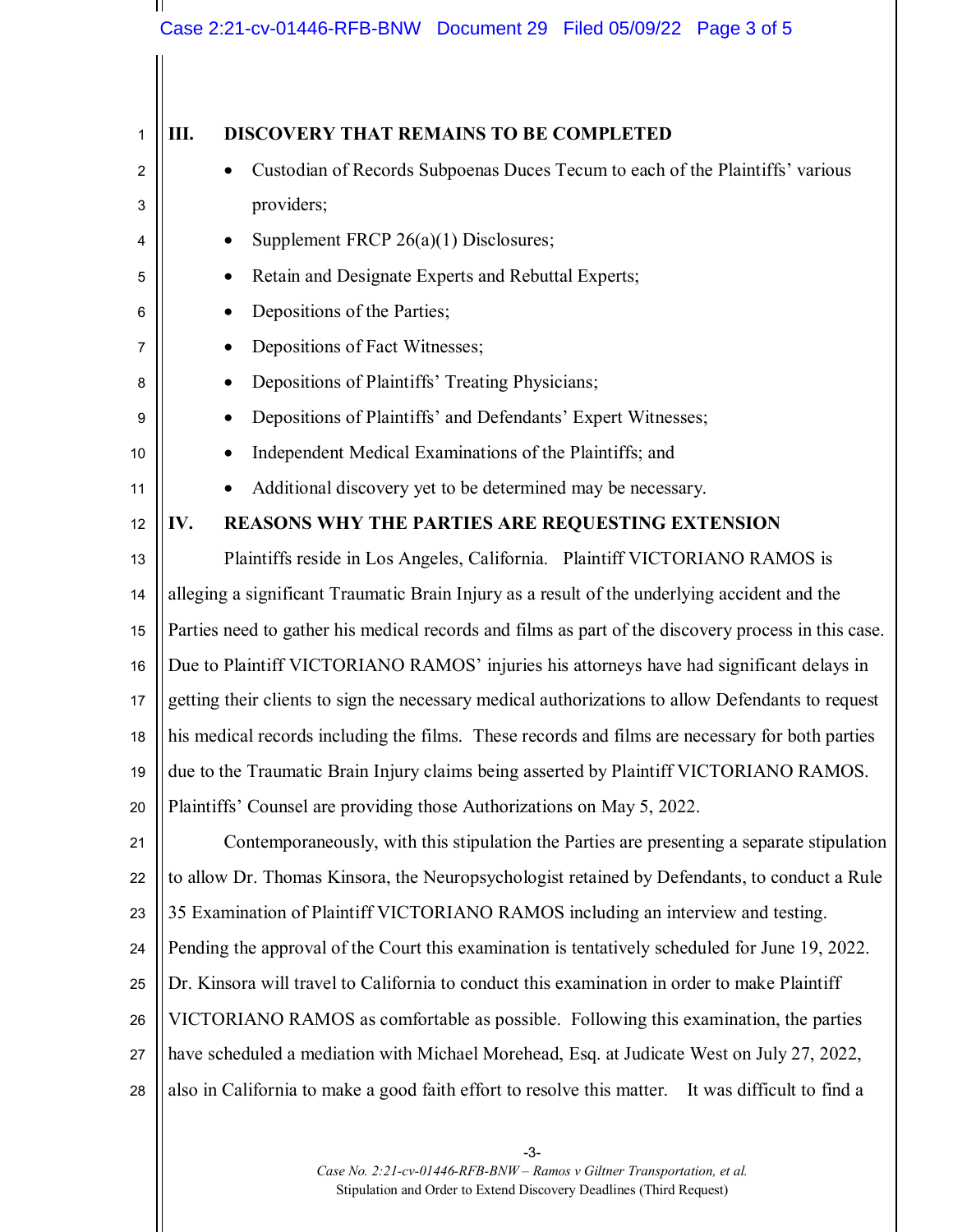## III. DISCOVERY THAT REMAINS TO BE COMPLETED

- Custodian of Records Subpoenas Duces Tecum to each of the Plaintiffs' various providers;
- Supplement FRCP 26(a)(1) Disclosures;
- Retain and Designate Experts and Rebuttal Experts;
- Depositions of the Parties;
- Depositions of Fact Witnesses;
- Depositions of Plaintiffs' Treating Physicians;
- Depositions of Plaintiffs' and Defendants' Expert Witnesses;
- Independent Medical Examinations of the Plaintiffs; and
- Additional discovery yet to be determined may be necessary.

## IV. REASONS WHY THE PARTIES ARE REQUESTING EXTENSION

Plaintiffs reside in Los Angeles, California. Plaintiff VICTORIANO RAMOS is alleging a significant Traumatic Brain Injury as a result of the underlying accident and the Parties need to gather his medical records and films as part of the discovery process in this case. Due to Plaintiff VICTORIANO RAMOS' injuries his attorneys have had significant delays in getting their clients to sign the necessary medical authorizations to allow Defendants to request his medical records including the films. These records and films are necessary for both parties due to the Traumatic Brain Injury claims being asserted by Plaintiff VICTORIANO RAMOS. Plaintiffs' Counsel are providing those Authorizations on May 5, 2022.

Contemporaneously, with this stipulation the Parties are presenting a separate stipulation to allow Dr. Thomas Kinsora, the Neuropsychologist retained by Defendants, to conduct a Rule 35 Examination of Plaintiff VICTORIANO RAMOS including an interview and testing. Pending the approval of the Court this examination is tentatively scheduled for June 19, 2022. Dr. Kinsora will travel to California to conduct this examination in order to make Plaintiff VICTORIANO RAMOS as comfortable as possible. Following this examination, the parties have scheduled a mediation with Michael Morehead, Esq. at Judicate West on July 27, 2022, also in California to make a good faith effort to resolve this matter. It was difficult to find a

*Case No. 2:21-cv-01446-RFB-BNW – Ramos v Giltner Transportation, et al.*
Stipulation and Order to Extend Discovery Deadlines (Third Request)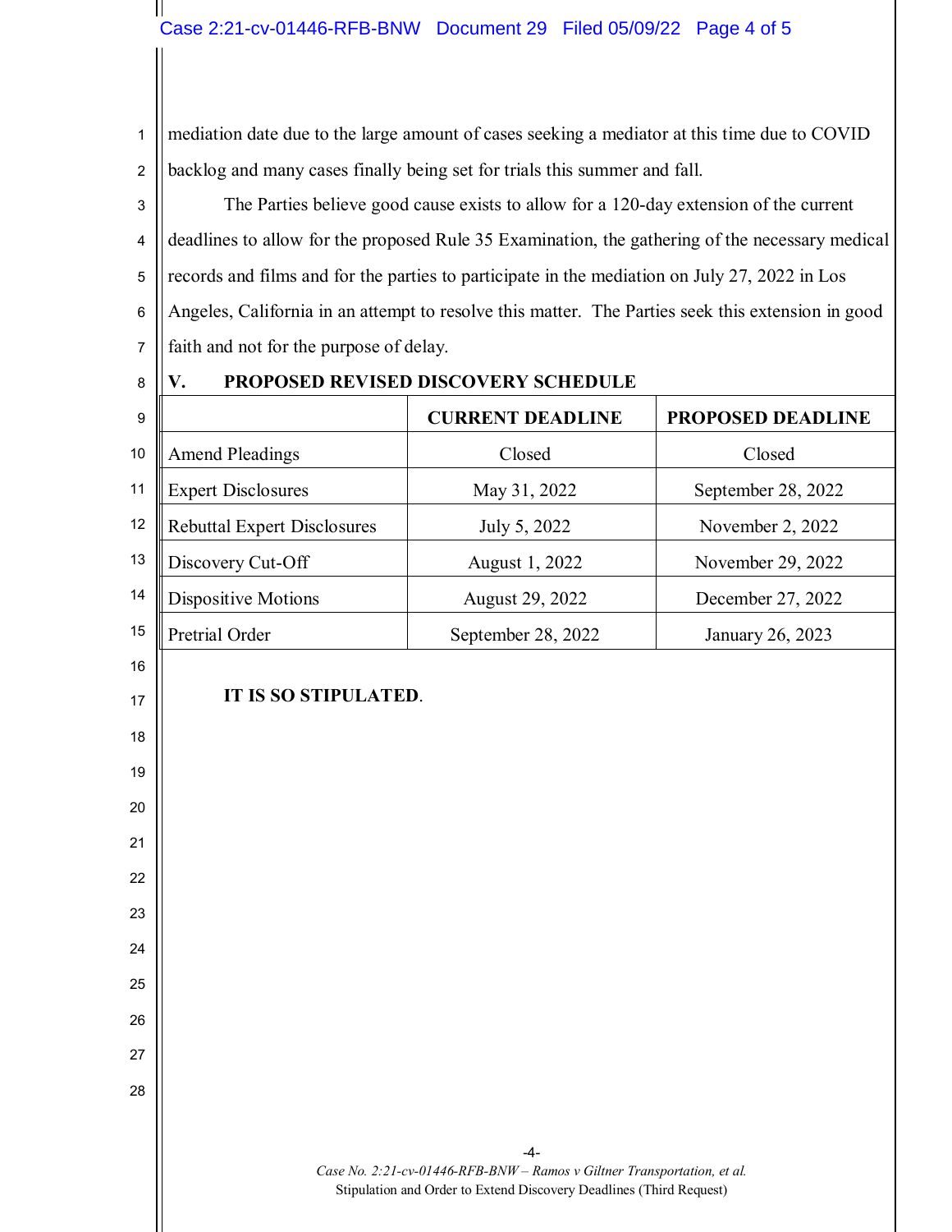mediation date due to the large amount of cases seeking a mediator at this time due to COVID backlog and many cases finally being set for trials this summer and fall.

The Parties believe good cause exists to allow for a 120-day extension of the current deadlines to allow for the proposed Rule 35 Examination, the gathering of the necessary medical records and films and for the parties to participate in the mediation on July 27, 2022 in Los Angeles, California in an attempt to resolve this matter. The Parties seek this extension in good faith and not for the purpose of delay.

## V. PROPOSED REVISED DISCOVERY SCHEDULE

| | CURRENT DEADLINE | PROPOSED DEADLINE |
|---|---|---|
| Amend Pleadings | Closed | Closed |
| Expert Disclosures | May 31, 2022 | September 28, 2022 |
| Rebuttal Expert Disclosures | July 5, 2022 | November 2, 2022 |
| Discovery Cut-Off | August 1, 2022 | November 29, 2022 |
| Dispositive Motions | August 29, 2022 | December 27, 2022 |
| Pretrial Order | September 28, 2022 | January 26, 2023 |

**IT IS SO STIPULATED**.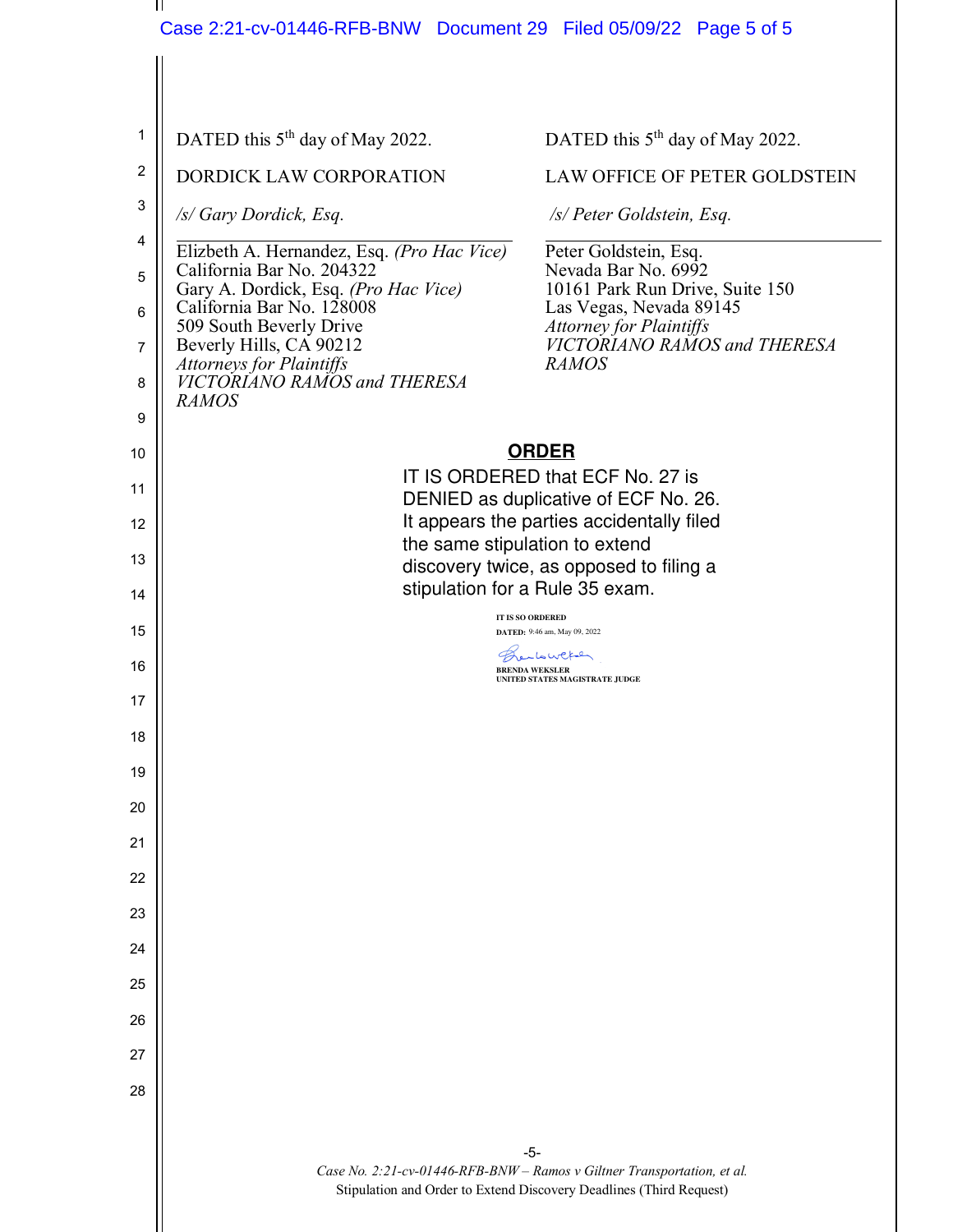DATED this 5th day of May 2022.

DORDICK LAW CORPORATION

*/s/ Gary Dordick, Esq.*

Elizbeth A. Hernandez, Esq. *(Pro Hac Vice)*
California Bar No. 204322
Gary A. Dordick, Esq. *(Pro Hac Vice)*
California Bar No. 128008
509 South Beverly Drive
Beverly Hills, CA 90212
*Attorneys for Plaintiffs*
*VICTORIANO RAMOS and THERESA RAMOS*

DATED this 5th day of May 2022.

LAW OFFICE OF PETER GOLDSTEIN

*/s/ Peter Goldstein, Esq.*

Peter Goldstein, Esq.
Nevada Bar No. 6992
10161 Park Run Drive, Suite 150
Las Vegas, Nevada 89145
*Attorney for Plaintiffs*
*VICTORIANO RAMOS and THERESA RAMOS*

## **ORDER**

IT IS ORDERED that ECF No. 27 is DENIED as duplicative of ECF No. 26. It appears the parties accidentally filed the same stipulation to extend discovery twice, as opposed to filing a stipulation for a Rule 35 exam.

IT IS SO ORDERED

DATED: 9:46 am, May 09, 2022

BRENDA WEKSLER
UNITED STATES MAGISTRATE JUDGE

*Case No. 2:21-cv-01446-RFB-BNW – Ramos v Giltner Transportation, et al.*
Stipulation and Order to Extend Discovery Deadlines (Third Request)